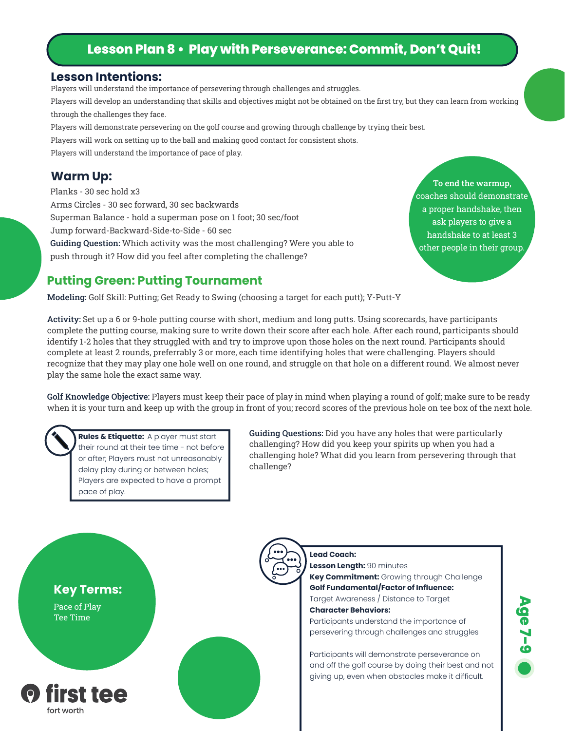# Lesson Plan 8 • Play with Perseverance: Commit, Don't Quit!

## Lesson Intentions:

Players will understand the importance of persevering through challenges and struggles.

Players will develop an understanding that skills and objectives might not be obtained on the first try, but they can learn from working through the challenges they face.

Players will demonstrate persevering on the golf course and growing through challenge by trying their best.

Players will work on setting up to the ball and making good contact for consistent shots.

Players will understand the importance of pace of play.

## Warm Up:

Planks - 30 sec hold x3

Arms Circles - 30 sec forward, 30 sec backwards

Superman Balance - hold a superman pose on 1 foot; 30 sec/foot

Jump forward-Backward-Side-to-Side - 60 sec

**Guiding Question:** Which activity was the most challenging? Were you able to push through it? How did you feel after completing the challenge?

To end the warmup, coaches should demonstrate a proper handshake, then ask players to give a handshake to at least 3 other people in their group.

## Putting Green: Putting Tournament

**Modeling:** Golf Skill: Putting; Get Ready to Swing (choosing a target for each putt); Y-Putt-Y

**Activity:** Set up a 6 or 9-hole putting course with short, medium and long putts. Using scorecards, have participants complete the putting course, making sure to write down their score after each hole. After each round, participants should identify 1-2 holes that they struggled with and try to improve upon those holes on the next round. Participants should complete at least 2 rounds, preferrably 3 or more, each time identifying holes that were challenging. Players should recognize that they may play one hole well on one round, and struggle on that hole on a different round. We almost never play the same hole the exact same way.

**Golf Knowledge Objective:** Players must keep their pace of play in mind when playing a round of golf; make sure to be ready when it is your turn and keep up with the group in front of you; record scores of the previous hole on tee box of the next hole.

**Rules & Etiquette:** A player must start their round at their tee time - not before or after; Players must not unreasonably delay play during or between holes; Players are expected to have a prompt pace of play.

**Guiding Questions:** Did you have any holes that were particularly challenging? How did you keep your spirits up when you had a challenging hole? What did you learn from persevering through that challenge?

### Key Terms:

Pace of Play
Tee Time

**Lead Coach:**
**Lesson Length:** 90 minutes
**Key Commitment:** Growing through Challenge
**Golf Fundamental/Factor of Influence:**
Target Awareness / Distance to Target
**Character Behaviors:**
Participants understand the importance of persevering through challenges and struggles

Participants will demonstrate perseverance on and off the golf course by doing their best and not giving up, even when obstacles make it difficult.

Age 7-9

first tee
fort worth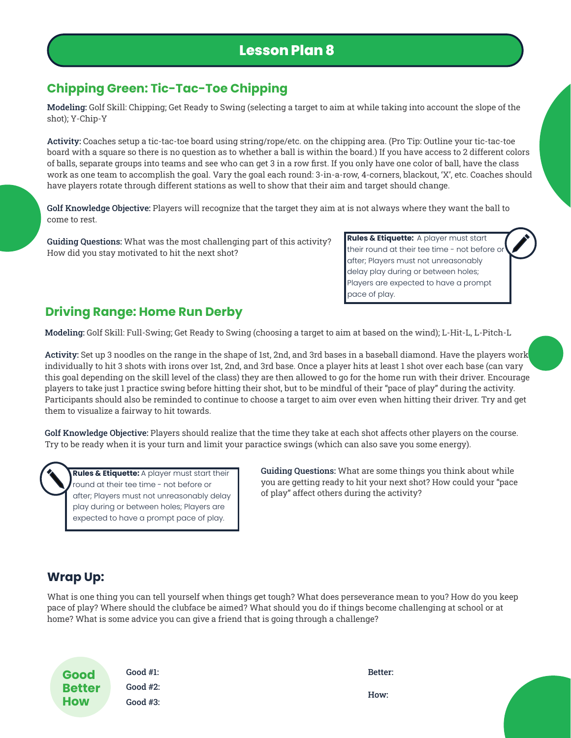# Lesson Plan 8

## Chipping Green: Tic-Tac-Toe Chipping

**Modeling:** Golf Skill: Chipping; Get Ready to Swing (selecting a target to aim at while taking into account the slope of the shot); Y-Chip-Y

**Activity:** Coaches setup a tic-tac-toe board using string/rope/etc. on the chipping area. (Pro Tip: Outline your tic-tac-toe board with a square so there is no question as to whether a ball is within the board.) If you have access to 2 different colors of balls, separate groups into teams and see who can get 3 in a row first. If you only have one color of ball, have the class work as one team to accomplish the goal. Vary the goal each round: 3-in-a-row, 4-corners, blackout, 'X', etc. Coaches should have players rotate through different stations as well to show that their aim and target should change.

**Golf Knowledge Objective:** Players will recognize that the target they aim at is not always where they want the ball to come to rest.

**Guiding Questions:** What was the most challenging part of this activity? How did you stay motivated to hit the next shot?

**Rules & Etiquette:** A player must start their round at their tee time - not before or after; Players must not unreasonably delay play during or between holes; Players are expected to have a prompt pace of play.

## Driving Range: Home Run Derby

**Modeling:** Golf Skill: Full-Swing; Get Ready to Swing (choosing a target to aim at based on the wind); L-Hit-L, L-Pitch-L

**Activity:** Set up 3 noodles on the range in the shape of 1st, 2nd, and 3rd bases in a baseball diamond. Have the players work individually to hit 3 shots with irons over 1st, 2nd, and 3rd base. Once a player hits at least 1 shot over each base (can vary this goal depending on the skill level of the class) they are then allowed to go for the home run with their driver. Encourage players to take just 1 practice swing before hitting their shot, but to be mindful of their "pace of play" during the activity. Participants should also be reminded to continue to choose a target to aim over even when hitting their driver. Try and get them to visualize a fairway to hit towards.

**Golf Knowledge Objective:** Players should realize that the time they take at each shot affects other players on the course. Try to be ready when it is your turn and limit your paractice swings (which can also save you some energy).

**Rules & Etiquette:** A player must start their round at their tee time - not before or after; Players must not unreasonably delay play during or between holes; Players are expected to have a prompt pace of play.

**Guiding Questions:** What are some things you think about while you are getting ready to hit your next shot? How could your "pace of play" affect others during the activity?

## Wrap Up:

What is one thing you can tell yourself when things get tough? What does perseverance mean to you? How do you keep pace of play? Where should the clubface be aimed? What should you do if things become challenging at school or at home? What is some advice you can give a friend that is going through a challenge?

**Good Better How**

Good #1:

Good #2:

Good #3:

Better:

How: